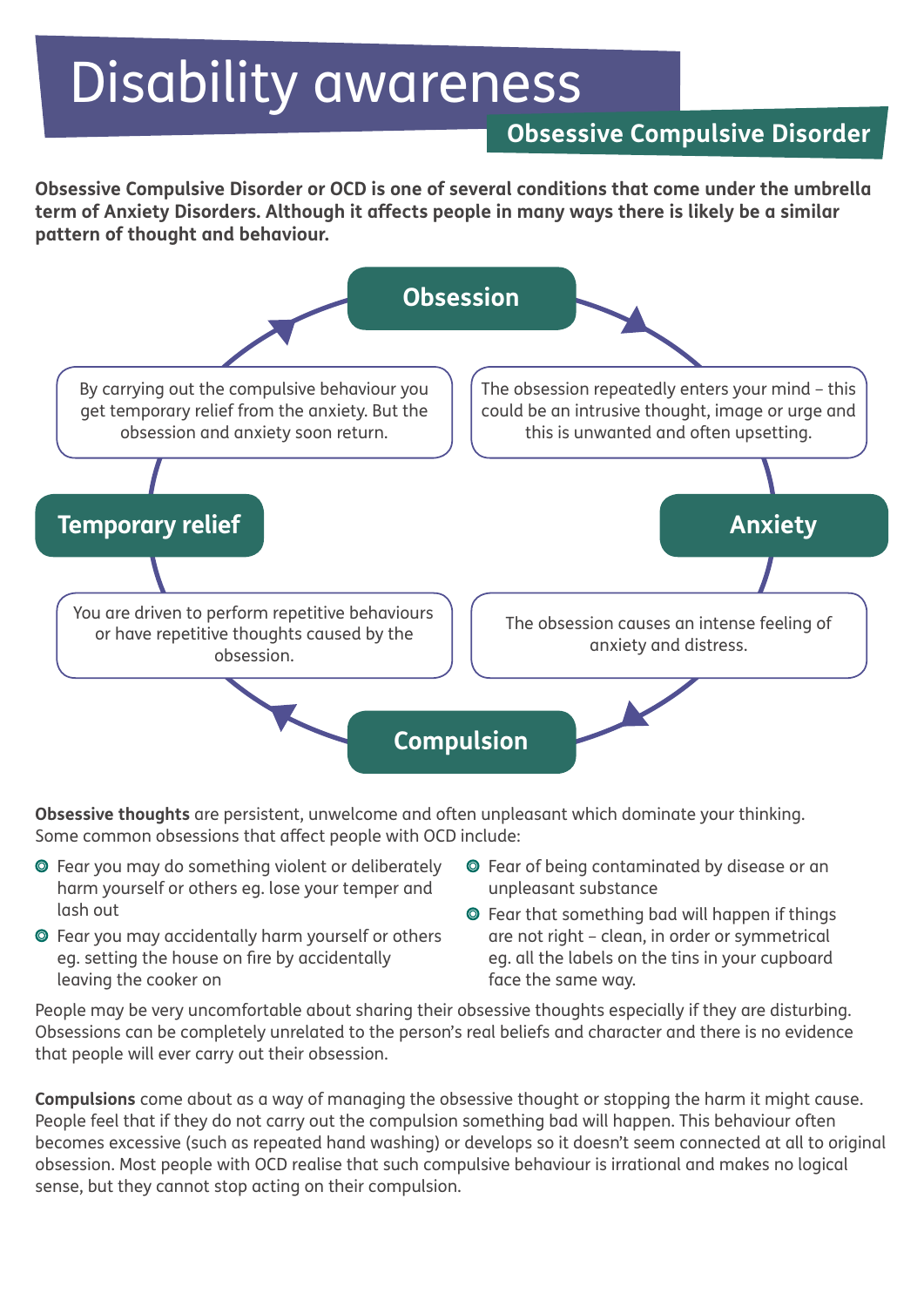# Disability awareness

## Obsessive Compulsive Disorder

**Obsessive Compulsive Disorder or OCD is one of several conditions that come under the umbrella term of Anxiety Disorders. Although it affects people in many ways there is likely be a similar pattern of thought and behaviour.**

**Obsession**

The obsession repeatedly enters your mind – this could be an intrusive thought, image or urge and this is unwanted and often upsetting.

**Anxiety**

The obsession causes an intense feeling of anxiety and distress.

**Compulsion**

You are driven to perform repetitive behaviours or have repetitive thoughts caused by the obsession.

**Temporary relief**

By carrying out the compulsive behaviour you get temporary relief from the anxiety. But the obsession and anxiety soon return.

**Obsessive thoughts** are persistent, unwelcome and often unpleasant which dominate your thinking. Some common obsessions that affect people with OCD include:

- Fear you may do something violent or deliberately harm yourself or others eg. lose your temper and lash out
- Fear you may accidentally harm yourself or others eg. setting the house on fire by accidentally leaving the cooker on
- Fear of being contaminated by disease or an unpleasant substance
- Fear that something bad will happen if things are not right – clean, in order or symmetrical eg. all the labels on the tins in your cupboard face the same way.

People may be very uncomfortable about sharing their obsessive thoughts especially if they are disturbing. Obsessions can be completely unrelated to the person's real beliefs and character and there is no evidence that people will ever carry out their obsession.

**Compulsions** come about as a way of managing the obsessive thought or stopping the harm it might cause. People feel that if they do not carry out the compulsion something bad will happen. This behaviour often becomes excessive (such as repeated hand washing) or develops so it doesn't seem connected at all to original obsession. Most people with OCD realise that such compulsive behaviour is irrational and makes no logical sense, but they cannot stop acting on their compulsion.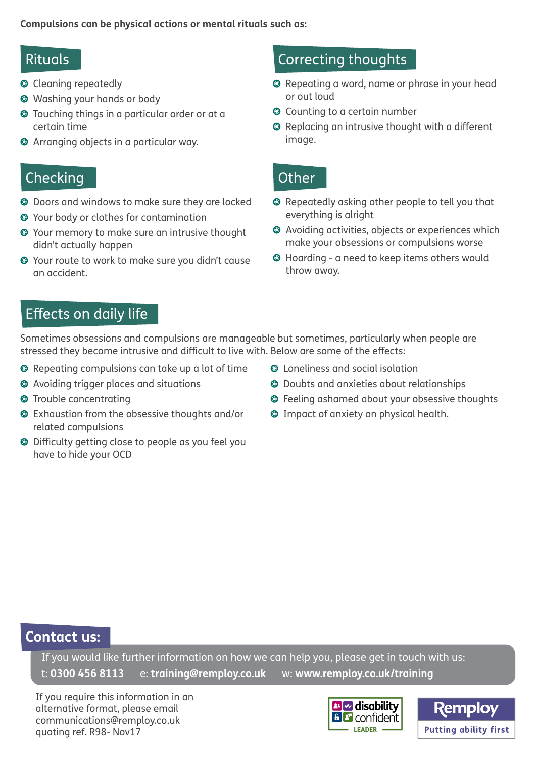**Compulsions can be physical actions or mental rituals such as:**

## Rituals

- Cleaning repeatedly
- Washing your hands or body
- Touching things in a particular order or at a certain time
- Arranging objects in a particular way.

## Correcting thoughts

- Repeating a word, name or phrase in your head or out loud
- Counting to a certain number
- Replacing an intrusive thought with a different image.

## Checking

- Doors and windows to make sure they are locked
- Your body or clothes for contamination
- Your memory to make sure an intrusive thought didn't actually happen
- Your route to work to make sure you didn't cause an accident.

## Other

- Repeatedly asking other people to tell you that everything is alright
- Avoiding activities, objects or experiences which make your obsessions or compulsions worse
- Hoarding - a need to keep items others would throw away.

## Effects on daily life

Sometimes obsessions and compulsions are manageable but sometimes, particularly when people are stressed they become intrusive and difficult to live with. Below are some of the effects:

- Repeating compulsions can take up a lot of time
- Avoiding trigger places and situations
- Trouble concentrating
- Exhaustion from the obsessive thoughts and/or related compulsions
- Difficulty getting close to people as you feel you have to hide your OCD
- Loneliness and social isolation
- Doubts and anxieties about relationships
- Feeling ashamed about your obsessive thoughts
- Impact of anxiety on physical health.

## Contact us:

If you would like further information on how we can help you, please get in touch with us:

t: **0300 456 8113** e: **training@remploy.co.uk** w: **www.remploy.co.uk/training**

If you require this information in an alternative format, please email communications@remploy.co.uk quoting ref. R98- Nov17

disability confident LEADER

Remploy
Putting ability first